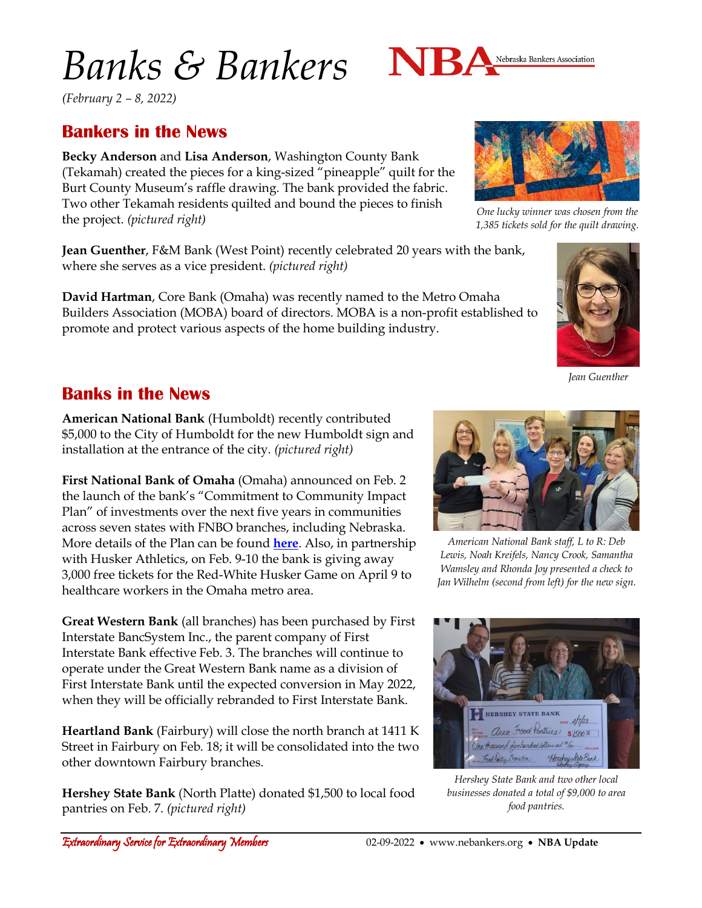# *Banks & Bankers*

*(February 2 – 8, 2022)*

## Bankers in the News

**Becky Anderson** and **Lisa Anderson**, Washington County Bank (Tekamah) created the pieces for a king-sized "pineapple" quilt for the Burt County Museum's raffle drawing. The bank provided the fabric. Two other Tekamah residents quilted and bound the pieces to finish the project. *(pictured right)*

*One lucky winner was chosen from the 1,385 tickets sold for the quilt drawing.*

**Jean Guenther**, F&M Bank (West Point) recently celebrated 20 years with the bank, where she serves as a vice president. *(pictured right)*

*Jean Guenther*

**David Hartman**, Core Bank (Omaha) was recently named to the Metro Omaha Builders Association (MOBA) board of directors. MOBA is a non-profit established to promote and protect various aspects of the home building industry.

## Banks in the News

**American National Bank** (Humboldt) recently contributed $5,000 to the City of Humboldt for the new Humboldt sign and installation at the entrance of the city. *(pictured right)*

*American National Bank staff, L to R: Deb Lewis, Noah Kreifels, Nancy Crook, Samantha Wamsley and Rhonda Joy presented a check to Jan Wilhelm (second from left) for the new sign.*

**First National Bank of Omaha** (Omaha) announced on Feb. 2 the launch of the bank's "Commitment to Community Impact Plan" of investments over the next five years in communities across seven states with FNBO branches, including Nebraska. More details of the Plan can be found **here**. Also, in partnership with Husker Athletics, on Feb. 9-10 the bank is giving away 3,000 free tickets for the Red-White Husker Game on April 9 to healthcare workers in the Omaha metro area.

**Great Western Bank** (all branches) has been purchased by First Interstate BancSystem Inc., the parent company of First Interstate Bank effective Feb. 3. The branches will continue to operate under the Great Western Bank name as a division of First Interstate Bank until the expected conversion in May 2022, when they will be officially rebranded to First Interstate Bank.

**Heartland Bank** (Fairbury) will close the north branch at 1411 K Street in Fairbury on Feb. 18; it will be consolidated into the two other downtown Fairbury branches.

**Hershey State Bank** (North Platte) donated $1,500 to local food pantries on Feb. 7. *(pictured right)*

*Hershey State Bank and two other local businesses donated a total of $9,000 to area food pantries.*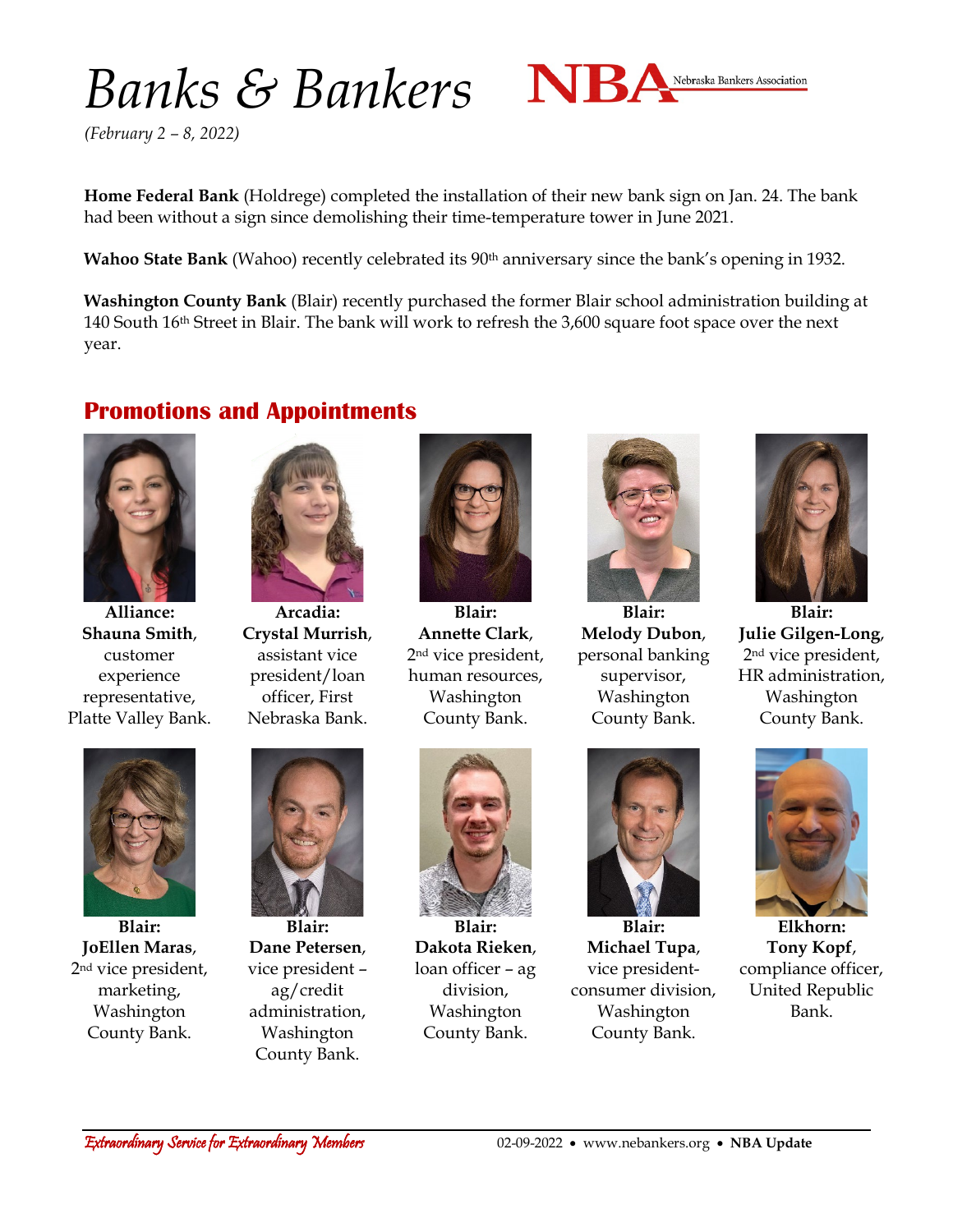# Banks & Bankers

*(February 2 – 8, 2022)*

**Home Federal Bank** (Holdrege) completed the installation of their new bank sign on Jan. 24. The bank had been without a sign since demolishing their time-temperature tower in June 2021.

**Wahoo State Bank** (Wahoo) recently celebrated its 90th anniversary since the bank's opening in 1932.

**Washington County Bank** (Blair) recently purchased the former Blair school administration building at 140 South 16th Street in Blair. The bank will work to refresh the 3,600 square foot space over the next year.

## Promotions and Appointments

**Alliance: Shauna Smith**, customer experience representative, Platte Valley Bank.

**Arcadia: Crystal Murrish**, assistant vice president/loan officer, First Nebraska Bank.

**Blair: Annette Clark**, 2nd vice president, human resources, Washington County Bank.

**Blair: Melody Dubon**, personal banking supervisor, Washington County Bank.

**Blair: Julie Gilgen-Long**, 2nd vice president, HR administration, Washington County Bank.

**Blair: JoEllen Maras**, 2nd vice president, marketing, Washington County Bank.

**Blair: Dane Petersen**, vice president – ag/credit administration, Washington County Bank.

**Blair: Dakota Rieken**, loan officer – ag division, Washington County Bank.

**Blair: Michael Tupa**, vice president-consumer division, Washington County Bank.

**Elkhorn: Tony Kopf**, compliance officer, United Republic Bank.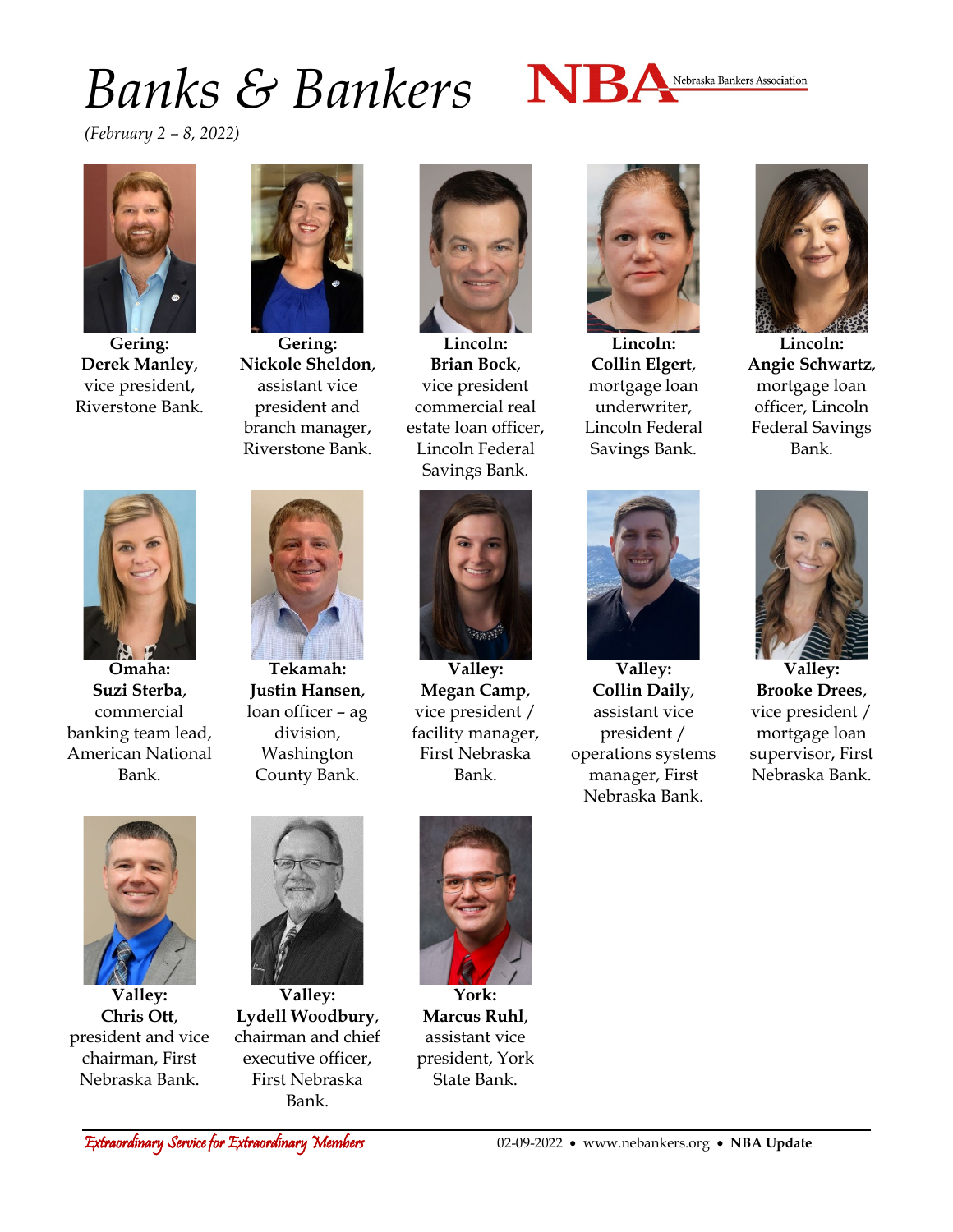# *Banks & Bankers*

*(February 2 – 8, 2022)*

**Gering:**
**Derek Manley**, vice president, Riverstone Bank.

**Gering:**
**Nickole Sheldon**, assistant vice president and branch manager, Riverstone Bank.

**Lincoln:**
**Brian Bock**, vice president commercial real estate loan officer, Lincoln Federal Savings Bank.

**Lincoln:**
**Collin Elgert**, mortgage loan underwriter, Lincoln Federal Savings Bank.

**Lincoln:**
**Angie Schwartz**, mortgage loan officer, Lincoln Federal Savings Bank.

**Omaha:**
**Suzi Sterba**, commercial banking team lead, American National Bank.

**Tekamah:**
**Justin Hansen**, loan officer – ag division, Washington County Bank.

**Valley:**
**Megan Camp**, vice president / facility manager, First Nebraska Bank.

**Valley:**
**Collin Daily**, assistant vice president / operations systems manager, First Nebraska Bank.

**Valley:**
**Brooke Drees**, vice president / mortgage loan supervisor, First Nebraska Bank.

**Valley:**
**Chris Ott**, president and vice chairman, First Nebraska Bank.

**Valley:**
**Lydell Woodbury**, chairman and chief executive officer, First Nebraska Bank.

**York:**
**Marcus Ruhl**, assistant vice president, York State Bank.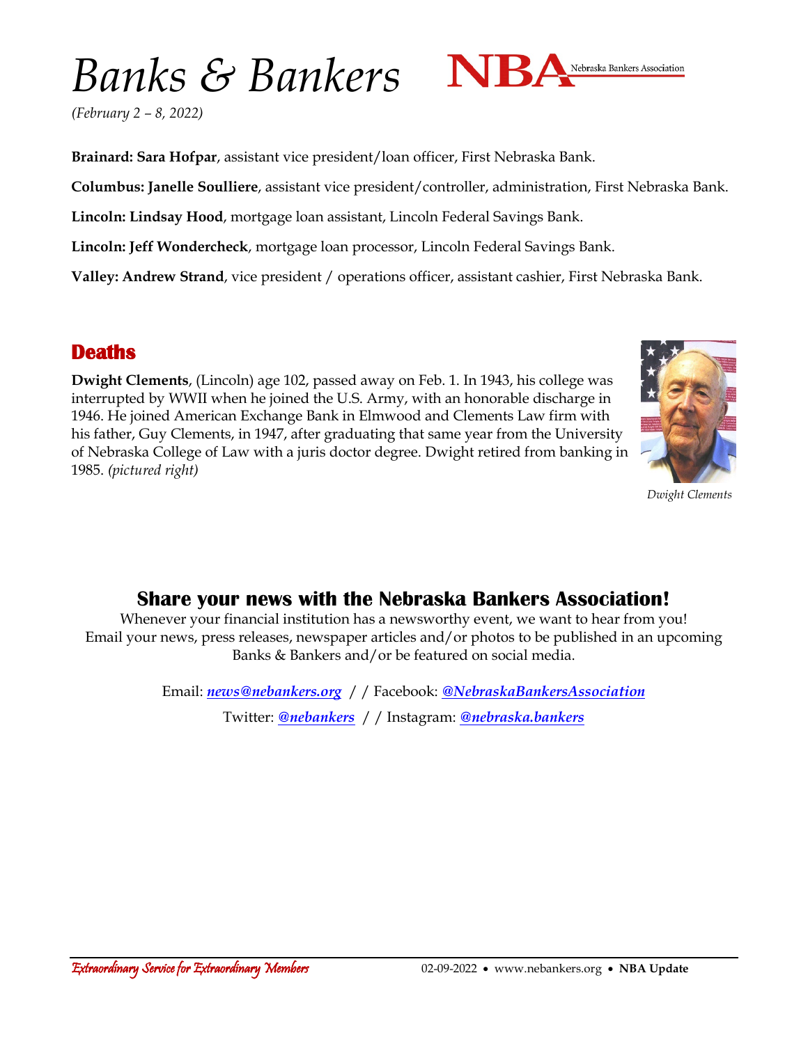# *Banks & Bankers*

*(February 2 – 8, 2022)*

**Brainard: Sara Hofpar**, assistant vice president/loan officer, First Nebraska Bank.

**Columbus: Janelle Soulliere**, assistant vice president/controller, administration, First Nebraska Bank.

**Lincoln: Lindsay Hood**, mortgage loan assistant, Lincoln Federal Savings Bank.

**Lincoln: Jeff Wondercheck**, mortgage loan processor, Lincoln Federal Savings Bank.

**Valley: Andrew Strand**, vice president / operations officer, assistant cashier, First Nebraska Bank.

## Deaths

**Dwight Clements**, (Lincoln) age 102, passed away on Feb. 1. In 1943, his college was interrupted by WWII when he joined the U.S. Army, with an honorable discharge in 1946. He joined American Exchange Bank in Elmwood and Clements Law firm with his father, Guy Clements, in 1947, after graduating that same year from the University of Nebraska College of Law with a juris doctor degree. Dwight retired from banking in 1985. *(pictured right)*

*Dwight Clements*

## Share your news with the Nebraska Bankers Association!

Whenever your financial institution has a newsworthy event, we want to hear from you! Email your news, press releases, newspaper articles and/or photos to be published in an upcoming Banks & Bankers and/or be featured on social media.

Email: ***news@nebankers.org*** / / Facebook: ***@NebraskaBankersAssociation***

Twitter: ***@nebankers*** / / Instagram: ***@nebraska.bankers***